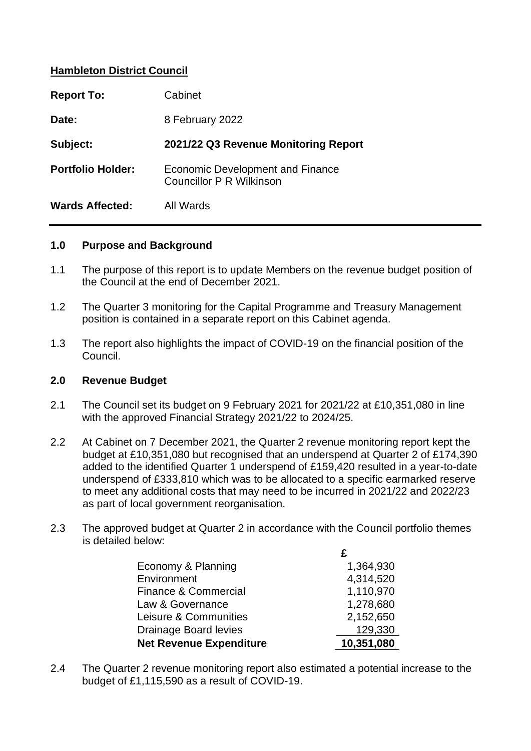**Hambleton District Council**

| | |
|---|---|
| **Report To:** | Cabinet |
| **Date:** | 8 February 2022 |
| **Subject:** | **2021/22 Q3 Revenue Monitoring Report** |
| **Portfolio Holder:** | Economic Development and Finance<br>Councillor P R Wilkinson |
| **Wards Affected:** | All Wards |

---

## 1.0 Purpose and Background

1.1 The purpose of this report is to update Members on the revenue budget position of the Council at the end of December 2021.

1.2 The Quarter 3 monitoring for the Capital Programme and Treasury Management position is contained in a separate report on this Cabinet agenda.

1.3 The report also highlights the impact of COVID-19 on the financial position of the Council.

## 2.0 Revenue Budget

2.1 The Council set its budget on 9 February 2021 for 2021/22 at £10,351,080 in line with the approved Financial Strategy 2021/22 to 2024/25.

2.2 At Cabinet on 7 December 2021, the Quarter 2 revenue monitoring report kept the budget at £10,351,080 but recognised that an underspend at Quarter 2 of £174,390 added to the identified Quarter 1 underspend of £159,420 resulted in a year-to-date underspend of £333,810 which was to be allocated to a specific earmarked reserve to meet any additional costs that may need to be incurred in 2021/22 and 2022/23 as part of local government reorganisation.

2.3 The approved budget at Quarter 2 in accordance with the Council portfolio themes is detailed below:

| | £ |
|---|---|
| Economy & Planning | 1,364,930 |
| Environment | 4,314,520 |
| Finance & Commercial | 1,110,970 |
| Law & Governance | 1,278,680 |
| Leisure & Communities | 2,152,650 |
| Drainage Board levies | 129,330 |
| **Net Revenue Expenditure** | **10,351,080** |

2.4 The Quarter 2 revenue monitoring report also estimated a potential increase to the budget of £1,115,590 as a result of COVID-19.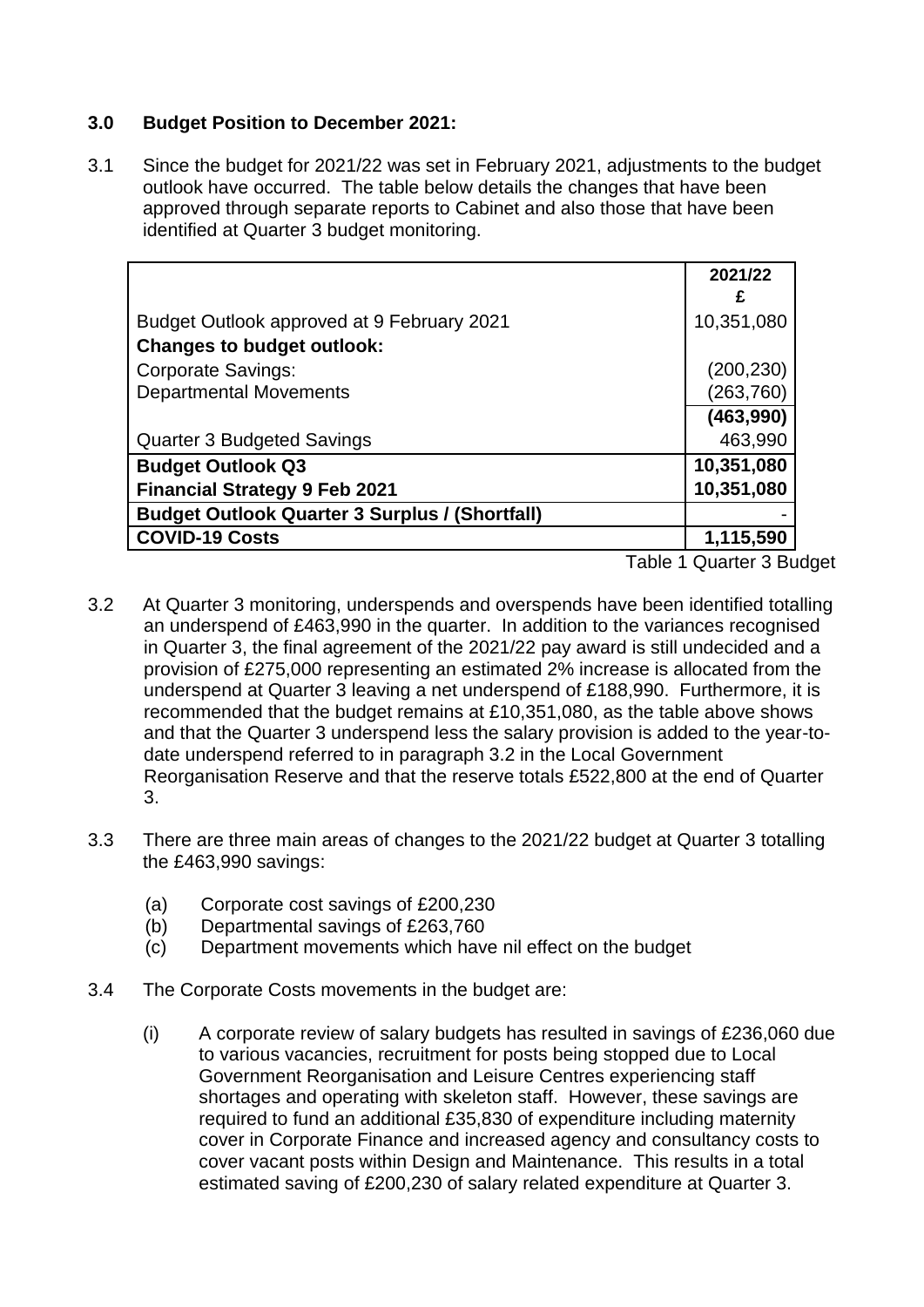### 3.0 Budget Position to December 2021:

3.1 Since the budget for 2021/22 was set in February 2021, adjustments to the budget outlook have occurred. The table below details the changes that have been approved through separate reports to Cabinet and also those that have been identified at Quarter 3 budget monitoring.

| | 2021/22 £ |
|---|---|
| Budget Outlook approved at 9 February 2021 | 10,351,080 |
| **Changes to budget outlook:** | |
| Corporate Savings: | (200,230) |
| Departmental Movements | (263,760) |
| | **(463,990)** |
| Quarter 3 Budgeted Savings | 463,990 |
| **Budget Outlook Q3** | **10,351,080** |
| **Financial Strategy 9 Feb 2021** | **10,351,080** |
| **Budget Outlook Quarter 3 Surplus / (Shortfall)** | - |
| **COVID-19 Costs** | **1,115,590** |

Table 1 Quarter 3 Budget

3.2 At Quarter 3 monitoring, underspends and overspends have been identified totalling an underspend of £463,990 in the quarter. In addition to the variances recognised in Quarter 3, the final agreement of the 2021/22 pay award is still undecided and a provision of £275,000 representing an estimated 2% increase is allocated from the underspend at Quarter 3 leaving a net underspend of £188,990. Furthermore, it is recommended that the budget remains at £10,351,080, as the table above shows and that the Quarter 3 underspend less the salary provision is added to the year-to-date underspend referred to in paragraph 3.2 in the Local Government Reorganisation Reserve and that the reserve totals £522,800 at the end of Quarter 3.

3.3 There are three main areas of changes to the 2021/22 budget at Quarter 3 totalling the £463,990 savings:

(a) Corporate cost savings of £200,230
(b) Departmental savings of £263,760
(c) Department movements which have nil effect on the budget

3.4 The Corporate Costs movements in the budget are:

(i) A corporate review of salary budgets has resulted in savings of £236,060 due to various vacancies, recruitment for posts being stopped due to Local Government Reorganisation and Leisure Centres experiencing staff shortages and operating with skeleton staff. However, these savings are required to fund an additional £35,830 of expenditure including maternity cover in Corporate Finance and increased agency and consultancy costs to cover vacant posts within Design and Maintenance. This results in a total estimated saving of £200,230 of salary related expenditure at Quarter 3.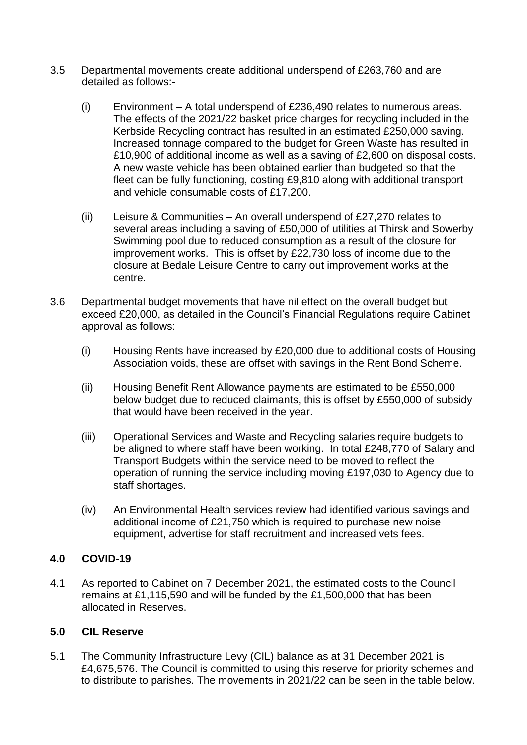3.5 Departmental movements create additional underspend of £263,760 and are detailed as follows:-

(i) Environment – A total underspend of £236,490 relates to numerous areas. The effects of the 2021/22 basket price charges for recycling included in the Kerbside Recycling contract has resulted in an estimated £250,000 saving. Increased tonnage compared to the budget for Green Waste has resulted in £10,900 of additional income as well as a saving of £2,600 on disposal costs. A new waste vehicle has been obtained earlier than budgeted so that the fleet can be fully functioning, costing £9,810 along with additional transport and vehicle consumable costs of £17,200.

(ii) Leisure & Communities – An overall underspend of £27,270 relates to several areas including a saving of £50,000 of utilities at Thirsk and Sowerby Swimming pool due to reduced consumption as a result of the closure for improvement works. This is offset by £22,730 loss of income due to the closure at Bedale Leisure Centre to carry out improvement works at the centre.

3.6 Departmental budget movements that have nil effect on the overall budget but exceed £20,000, as detailed in the Council's Financial Regulations require Cabinet approval as follows:

(i) Housing Rents have increased by £20,000 due to additional costs of Housing Association voids, these are offset with savings in the Rent Bond Scheme.

(ii) Housing Benefit Rent Allowance payments are estimated to be £550,000 below budget due to reduced claimants, this is offset by £550,000 of subsidy that would have been received in the year.

(iii) Operational Services and Waste and Recycling salaries require budgets to be aligned to where staff have been working. In total £248,770 of Salary and Transport Budgets within the service need to be moved to reflect the operation of running the service including moving £197,030 to Agency due to staff shortages.

(iv) An Environmental Health services review had identified various savings and additional income of £21,750 which is required to purchase new noise equipment, advertise for staff recruitment and increased vets fees.

## 4.0 COVID-19

4.1 As reported to Cabinet on 7 December 2021, the estimated costs to the Council remains at £1,115,590 and will be funded by the £1,500,000 that has been allocated in Reserves.

## 5.0 CIL Reserve

5.1 The Community Infrastructure Levy (CIL) balance as at 31 December 2021 is £4,675,576. The Council is committed to using this reserve for priority schemes and to distribute to parishes. The movements in 2021/22 can be seen in the table below.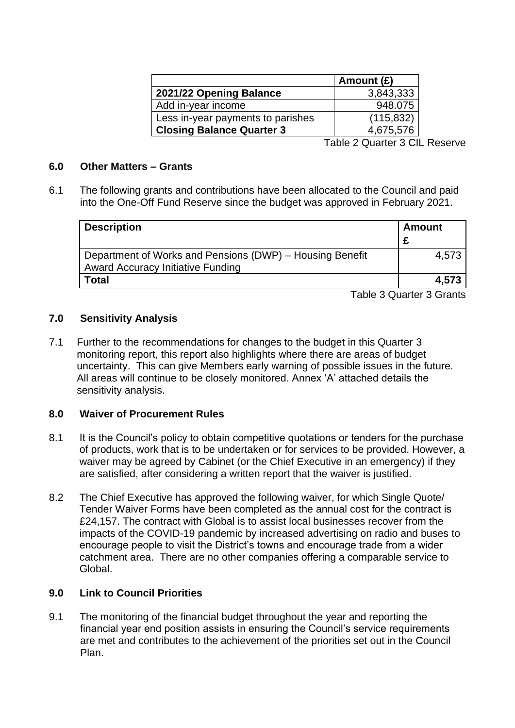| | Amount (£) |
|---|---|
| **2021/22 Opening Balance** | 3,843,333 |
| Add in-year income | 948.075 |
| Less in-year payments to parishes | (115,832) |
| **Closing Balance Quarter 3** | 4,675,576 |

Table 2 Quarter 3 CIL Reserve

## 6.0 Other Matters – Grants

6.1 The following grants and contributions have been allocated to the Council and paid into the One-Off Fund Reserve since the budget was approved in February 2021.

| **Description** | **Amount £** |
|---|---|
| Department of Works and Pensions (DWP) – Housing Benefit Award Accuracy Initiative Funding | 4,573 |
| **Total** | **4,573** |

Table 3 Quarter 3 Grants

## 7.0 Sensitivity Analysis

7.1 Further to the recommendations for changes to the budget in this Quarter 3 monitoring report, this report also highlights where there are areas of budget uncertainty. This can give Members early warning of possible issues in the future. All areas will continue to be closely monitored. Annex 'A' attached details the sensitivity analysis.

## 8.0 Waiver of Procurement Rules

8.1 It is the Council's policy to obtain competitive quotations or tenders for the purchase of products, work that is to be undertaken or for services to be provided. However, a waiver may be agreed by Cabinet (or the Chief Executive in an emergency) if they are satisfied, after considering a written report that the waiver is justified.

8.2 The Chief Executive has approved the following waiver, for which Single Quote/ Tender Waiver Forms have been completed as the annual cost for the contract is £24,157. The contract with Global is to assist local businesses recover from the impacts of the COVID-19 pandemic by increased advertising on radio and buses to encourage people to visit the District's towns and encourage trade from a wider catchment area. There are no other companies offering a comparable service to Global.

## 9.0 Link to Council Priorities

9.1 The monitoring of the financial budget throughout the year and reporting the financial year end position assists in ensuring the Council's service requirements are met and contributes to the achievement of the priorities set out in the Council Plan.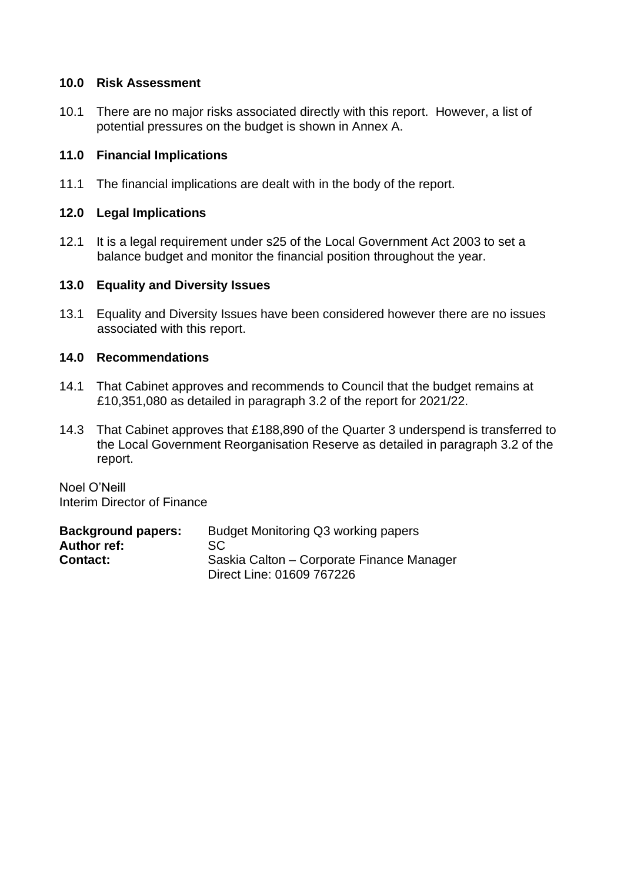## 10.0 Risk Assessment

10.1 There are no major risks associated directly with this report. However, a list of potential pressures on the budget is shown in Annex A.

## 11.0 Financial Implications

11.1 The financial implications are dealt with in the body of the report.

## 12.0 Legal Implications

12.1 It is a legal requirement under s25 of the Local Government Act 2003 to set a balance budget and monitor the financial position throughout the year.

## 13.0 Equality and Diversity Issues

13.1 Equality and Diversity Issues have been considered however there are no issues associated with this report.

## 14.0 Recommendations

14.1 That Cabinet approves and recommends to Council that the budget remains at £10,351,080 as detailed in paragraph 3.2 of the report for 2021/22.

14.3 That Cabinet approves that £188,890 of the Quarter 3 underspend is transferred to the Local Government Reorganisation Reserve as detailed in paragraph 3.2 of the report.

Noel O'Neill
Interim Director of Finance

**Background papers:** Budget Monitoring Q3 working papers
**Author ref:** SC
**Contact:** Saskia Calton – Corporate Finance Manager
Direct Line: 01609 767226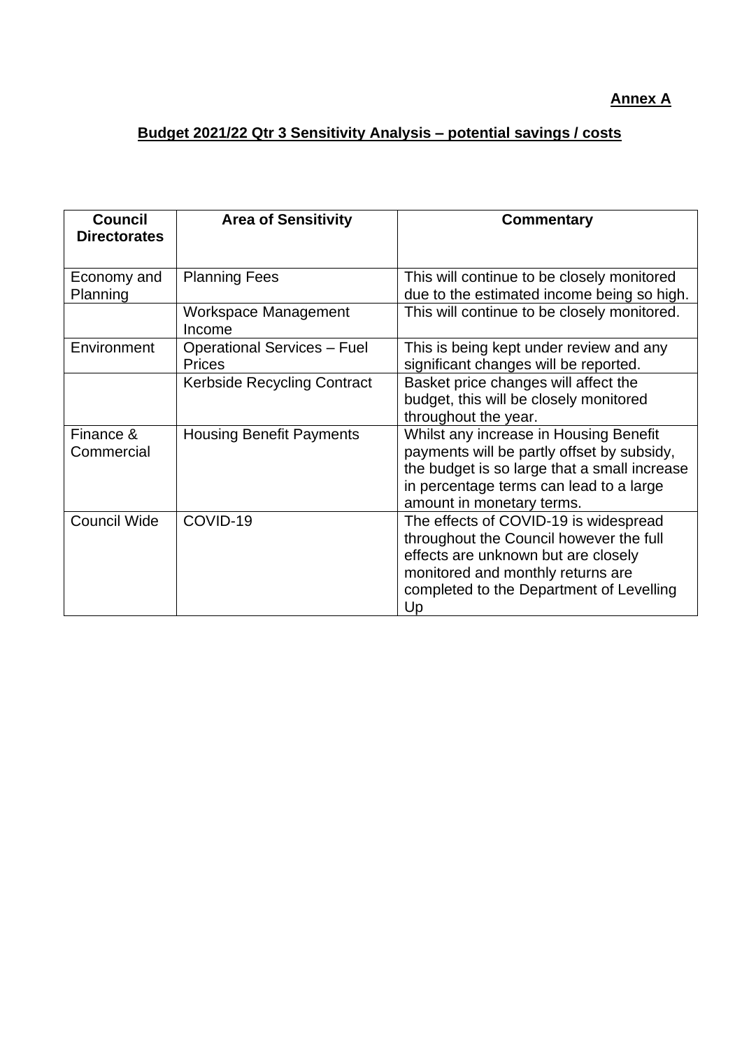**Annex A**

## Budget 2021/22 Qtr 3 Sensitivity Analysis – potential savings / costs

| Council Directorates | Area of Sensitivity | Commentary |
|---|---|---|
| Economy and Planning | Planning Fees | This will continue to be closely monitored due to the estimated income being so high. |
| | Workspace Management Income | This will continue to be closely monitored. |
| Environment | Operational Services – Fuel Prices | This is being kept under review and any significant changes will be reported. |
| | Kerbside Recycling Contract | Basket price changes will affect the budget, this will be closely monitored throughout the year. |
| Finance & Commercial | Housing Benefit Payments | Whilst any increase in Housing Benefit payments will be partly offset by subsidy, the budget is so large that a small increase in percentage terms can lead to a large amount in monetary terms. |
| Council Wide | COVID-19 | The effects of COVID-19 is widespread throughout the Council however the full effects are unknown but are closely monitored and monthly returns are completed to the Department of Levelling Up |